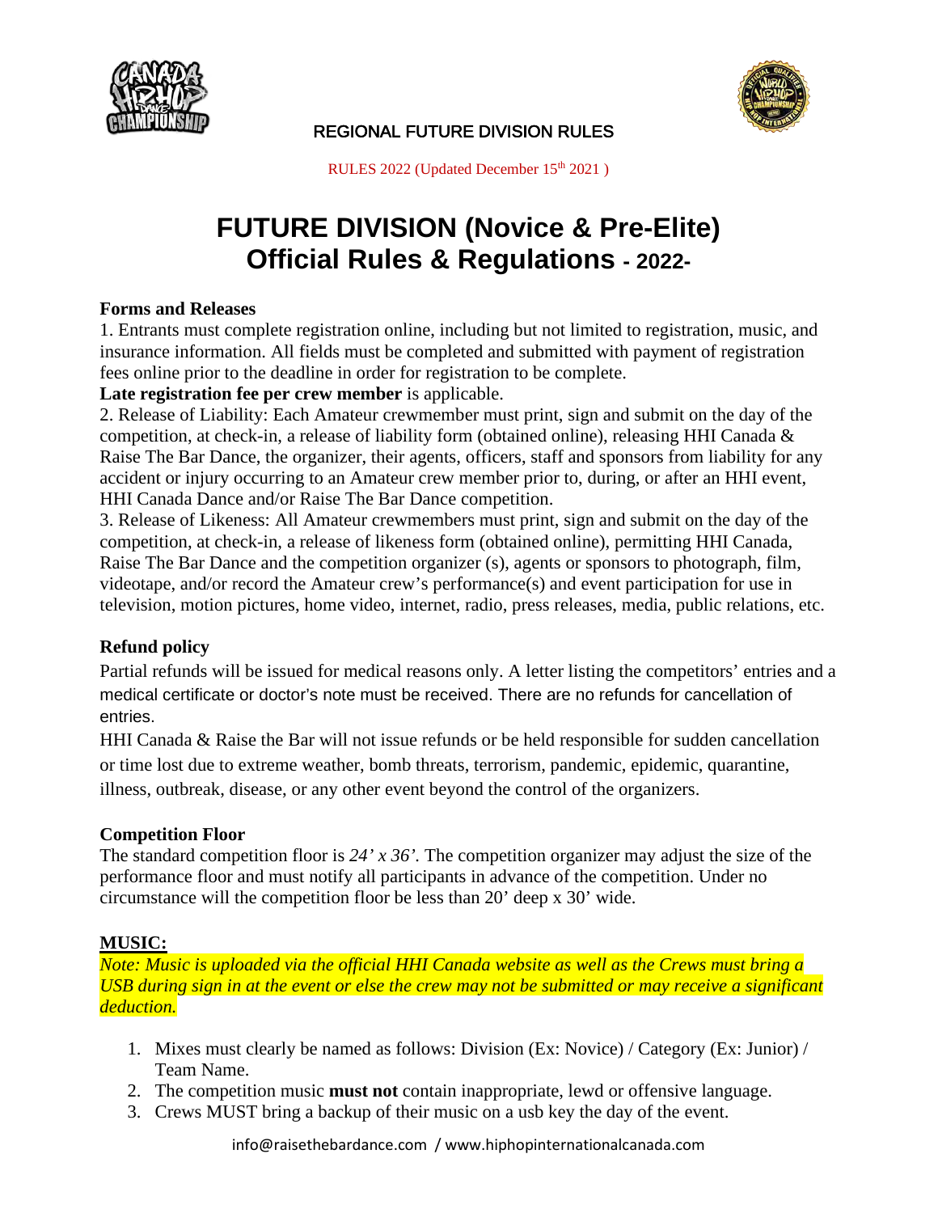REGIONAL FUTURE DIVISION RULES

RULES 2022 (Updated December 15th 2021 )

# FUTURE DIVISION (Novice & Pre-Elite) Official Rules & Regulations - 2022-

**Forms and Releases**

1. Entrants must complete registration online, including but not limited to registration, music, and insurance information. All fields must be completed and submitted with payment of registration fees online prior to the deadline in order for registration to be complete.

**Late registration fee per crew member** is applicable.

2. Release of Liability: Each Amateur crewmember must print, sign and submit on the day of the competition, at check-in, a release of liability form (obtained online), releasing HHI Canada & Raise The Bar Dance, the organizer, their agents, officers, staff and sponsors from liability for any accident or injury occurring to an Amateur crew member prior to, during, or after an HHI event, HHI Canada Dance and/or Raise The Bar Dance competition.

3. Release of Likeness: All Amateur crewmembers must print, sign and submit on the day of the competition, at check-in, a release of likeness form (obtained online), permitting HHI Canada, Raise The Bar Dance and the competition organizer (s), agents or sponsors to photograph, film, videotape, and/or record the Amateur crew's performance(s) and event participation for use in television, motion pictures, home video, internet, radio, press releases, media, public relations, etc.

**Refund policy**

Partial refunds will be issued for medical reasons only. A letter listing the competitors' entries and a medical certificate or doctor's note must be received. There are no refunds for cancellation of entries.

HHI Canada & Raise the Bar will not issue refunds or be held responsible for sudden cancellation or time lost due to extreme weather, bomb threats, terrorism, pandemic, epidemic, quarantine, illness, outbreak, disease, or any other event beyond the control of the organizers.

**Competition Floor**

The standard competition floor is *24' x 36'.* The competition organizer may adjust the size of the performance floor and must notify all participants in advance of the competition. Under no circumstance will the competition floor be less than 20' deep x 30' wide.

**MUSIC:**

*Note: Music is uploaded via the official HHI Canada website as well as the Crews must bring a USB during sign in at the event or else the crew may not be submitted or may receive a significant deduction.*

1. Mixes must clearly be named as follows: Division (Ex: Novice) / Category (Ex: Junior) / Team Name.
2. The competition music **must not** contain inappropriate, lewd or offensive language.
3. Crews MUST bring a backup of their music on a usb key the day of the event.

info@raisethebardance.com / www.hiphopinternationalcanada.com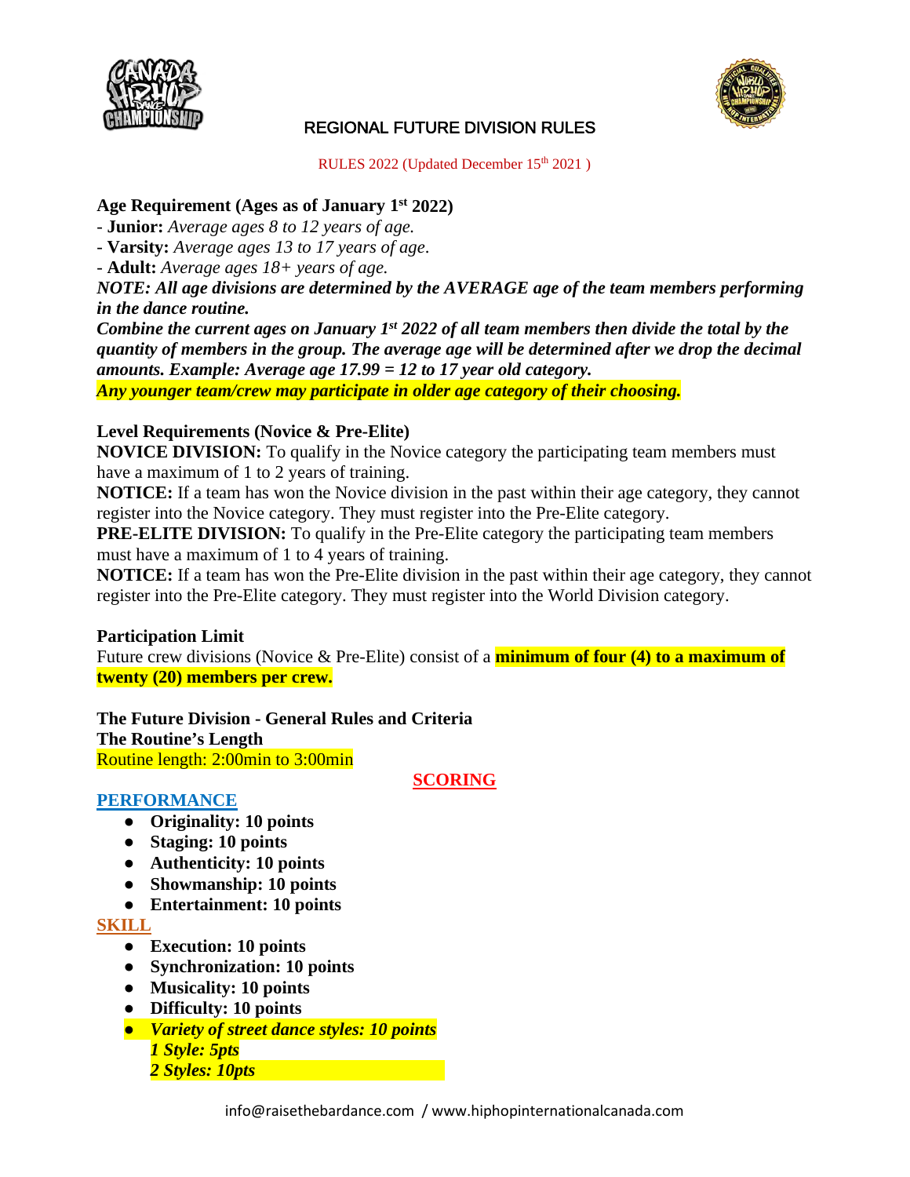# REGIONAL FUTURE DIVISION RULES

RULES 2022 (Updated December 15th 2021 )

**Age Requirement (Ages as of January 1st 2022)**

- **Junior:** *Average ages 8 to 12 years of age.*
- **Varsity:** *Average ages 13 to 17 years of age*.
- **Adult:** *Average ages 18+ years of age.*

***NOTE: All age divisions are determined by the AVERAGE age of the team members performing in the dance routine.***

***Combine the current ages on January 1st 2022 of all team members then divide the total by the quantity of members in the group. The average age will be determined after we drop the decimal amounts. Example: Average age 17.99 = 12 to 17 year old category.***

***Any younger team/crew may participate in older age category of their choosing.***

**Level Requirements (Novice & Pre-Elite)**

**NOVICE DIVISION:** To qualify in the Novice category the participating team members must have a maximum of 1 to 2 years of training.

**NOTICE:** If a team has won the Novice division in the past within their age category, they cannot register into the Novice category. They must register into the Pre-Elite category.

**PRE-ELITE DIVISION:** To qualify in the Pre-Elite category the participating team members must have a maximum of 1 to 4 years of training.

**NOTICE:** If a team has won the Pre-Elite division in the past within their age category, they cannot register into the Pre-Elite category. They must register into the World Division category.

**Participation Limit**

Future crew divisions (Novice & Pre-Elite) consist of a **minimum of four (4) to a maximum of twenty (20) members per crew.**

**The Future Division - General Rules and Criteria**

**The Routine's Length**

Routine length: 2:00min to 3:00min

## SCORING

### PERFORMANCE

- **Originality: 10 points**
- **Staging: 10 points**
- **Authenticity: 10 points**
- **Showmanship: 10 points**
- **Entertainment: 10 points**

### SKILL

- **Execution: 10 points**
- **Synchronization: 10 points**
- **Musicality: 10 points**
- **Difficulty: 10 points**
- ***Variety of street dance styles: 10 points***
  ***1 Style: 5pts***
  ***2 Styles: 10pts***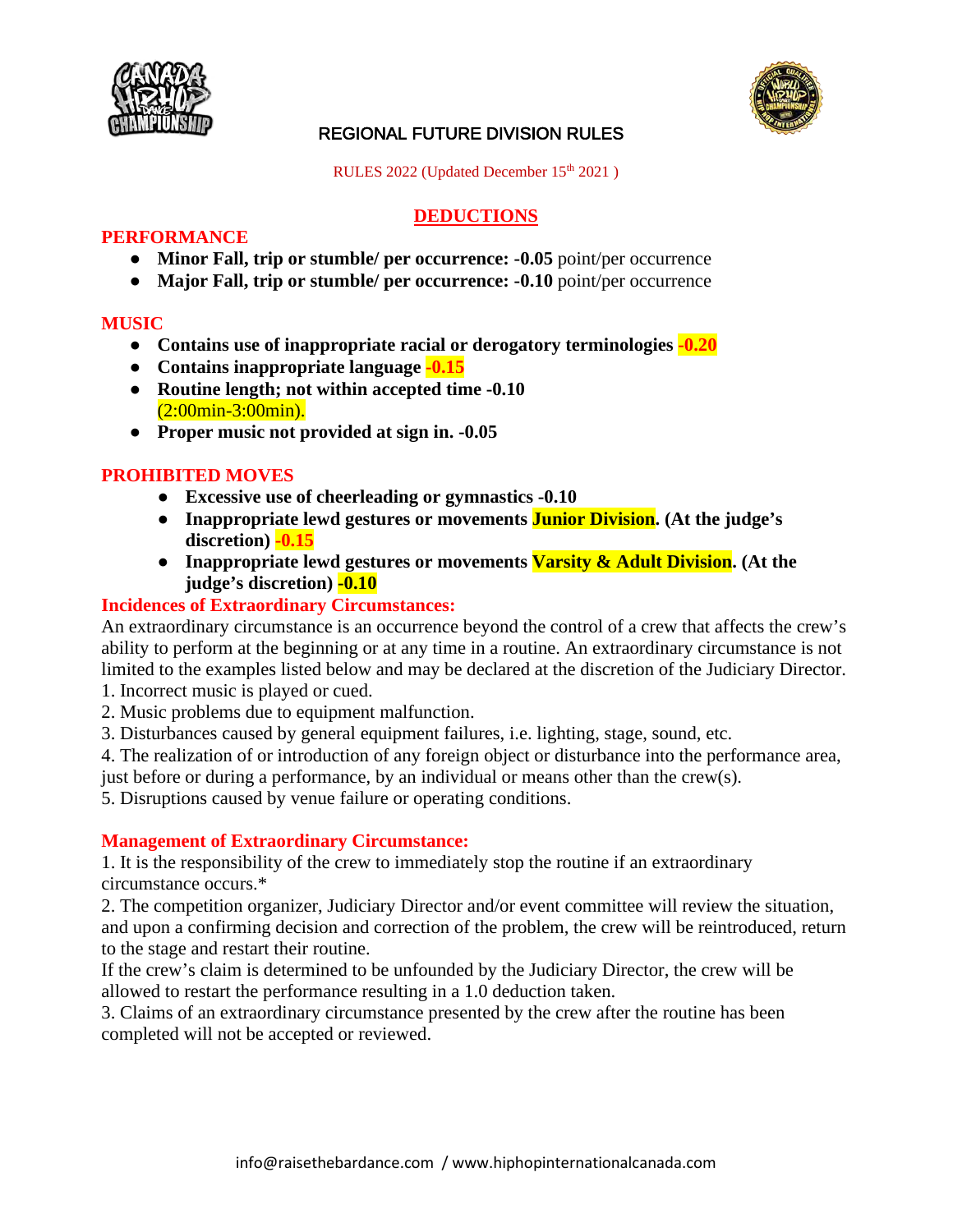# REGIONAL FUTURE DIVISION RULES

RULES 2022 (Updated December 15th 2021 )

## DEDUCTIONS

### PERFORMANCE

- **Minor Fall, trip or stumble/ per occurrence: -0.05** point/per occurrence
- **Major Fall, trip or stumble/ per occurrence: -0.10** point/per occurrence

### MUSIC

- **Contains use of inappropriate racial or derogatory terminologies -0.20**
- **Contains inappropriate language -0.15**
- **Routine length; not within accepted time -0.10** (2:00min-3:00min).
- **Proper music not provided at sign in. -0.05**

### PROHIBITED MOVES

- **Excessive use of cheerleading or gymnastics -0.10**
- **Inappropriate lewd gestures or movements Junior Division. (At the judge's discretion) -0.15**
- **Inappropriate lewd gestures or movements Varsity & Adult Division. (At the judge's discretion) -0.10**

### Incidences of Extraordinary Circumstances:

An extraordinary circumstance is an occurrence beyond the control of a crew that affects the crew's ability to perform at the beginning or at any time in a routine. An extraordinary circumstance is not limited to the examples listed below and may be declared at the discretion of the Judiciary Director.

1. Incorrect music is played or cued.
2. Music problems due to equipment malfunction.
3. Disturbances caused by general equipment failures, i.e. lighting, stage, sound, etc.
4. The realization of or introduction of any foreign object or disturbance into the performance area, just before or during a performance, by an individual or means other than the crew(s).
5. Disruptions caused by venue failure or operating conditions.

### Management of Extraordinary Circumstance:

1. It is the responsibility of the crew to immediately stop the routine if an extraordinary circumstance occurs.*
2. The competition organizer, Judiciary Director and/or event committee will review the situation, and upon a confirming decision and correction of the problem, the crew will be reintroduced, return to the stage and restart their routine.

If the crew's claim is determined to be unfounded by the Judiciary Director, the crew will be allowed to restart the performance resulting in a 1.0 deduction taken.

3. Claims of an extraordinary circumstance presented by the crew after the routine has been completed will not be accepted or reviewed.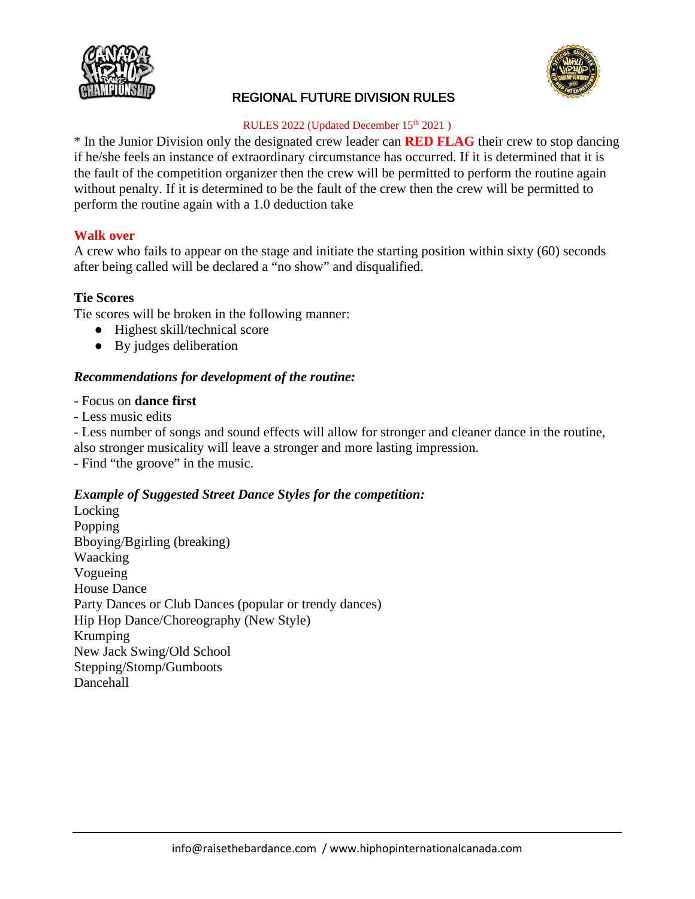# REGIONAL FUTURE DIVISION RULES

RULES 2022 (Updated December 15th 2021 )

* In the Junior Division only the designated crew leader can **RED FLAG** their crew to stop dancing if he/she feels an instance of extraordinary circumstance has occurred. If it is determined that it is the fault of the competition organizer then the crew will be permitted to perform the routine again without penalty. If it is determined to be the fault of the crew then the crew will be permitted to perform the routine again with a 1.0 deduction take

**Walk over**

A crew who fails to appear on the stage and initiate the starting position within sixty (60) seconds after being called will be declared a "no show" and disqualified.

**Tie Scores**

Tie scores will be broken in the following manner:

- Highest skill/technical score
- By judges deliberation

***Recommendations for development of the routine:***

- Focus on **dance first**
- Less music edits
- Less number of songs and sound effects will allow for stronger and cleaner dance in the routine, also stronger musicality will leave a stronger and more lasting impression.
- Find "the groove" in the music.

***Example of Suggested Street Dance Styles for the competition:***

Locking
Popping
Bboying/Bgirling (breaking)
Waacking
Vogueing
House Dance
Party Dances or Club Dances (popular or trendy dances)
Hip Hop Dance/Choreography (New Style)
Krumping
New Jack Swing/Old School
Stepping/Stomp/Gumboots
Dancehall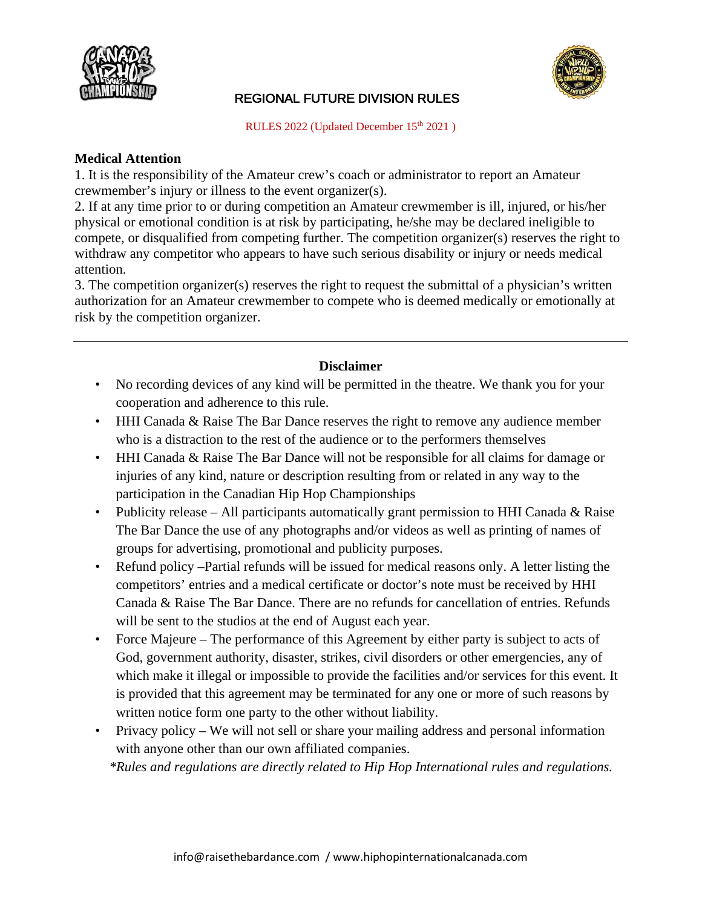## REGIONAL FUTURE DIVISION RULES

RULES 2022 (Updated December 15th 2021 )

**Medical Attention**

1. It is the responsibility of the Amateur crew's coach or administrator to report an Amateur crewmember's injury or illness to the event organizer(s).
2. If at any time prior to or during competition an Amateur crewmember is ill, injured, or his/her physical or emotional condition is at risk by participating, he/she may be declared ineligible to compete, or disqualified from competing further. The competition organizer(s) reserves the right to withdraw any competitor who appears to have such serious disability or injury or needs medical attention.
3. The competition organizer(s) reserves the right to request the submittal of a physician's written authorization for an Amateur crewmember to compete who is deemed medically or emotionally at risk by the competition organizer.

---

**Disclaimer**

- No recording devices of any kind will be permitted in the theatre. We thank you for your cooperation and adherence to this rule.
- HHI Canada & Raise The Bar Dance reserves the right to remove any audience member who is a distraction to the rest of the audience or to the performers themselves
- HHI Canada & Raise The Bar Dance will not be responsible for all claims for damage or injuries of any kind, nature or description resulting from or related in any way to the participation in the Canadian Hip Hop Championships
- Publicity release – All participants automatically grant permission to HHI Canada & Raise The Bar Dance the use of any photographs and/or videos as well as printing of names of groups for advertising, promotional and publicity purposes.
- Refund policy –Partial refunds will be issued for medical reasons only. A letter listing the competitors' entries and a medical certificate or doctor's note must be received by HHI Canada & Raise The Bar Dance. There are no refunds for cancellation of entries. Refunds will be sent to the studios at the end of August each year.
- Force Majeure – The performance of this Agreement by either party is subject to acts of God, government authority, disaster, strikes, civil disorders or other emergencies, any of which make it illegal or impossible to provide the facilities and/or services for this event. It is provided that this agreement may be terminated for any one or more of such reasons by written notice form one party to the other without liability.
- Privacy policy – We will not sell or share your mailing address and personal information with anyone other than our own affiliated companies.

*\*Rules and regulations are directly related to Hip Hop International rules and regulations.*

info@raisethebardance.com / www.hiphopinternationalcanada.com